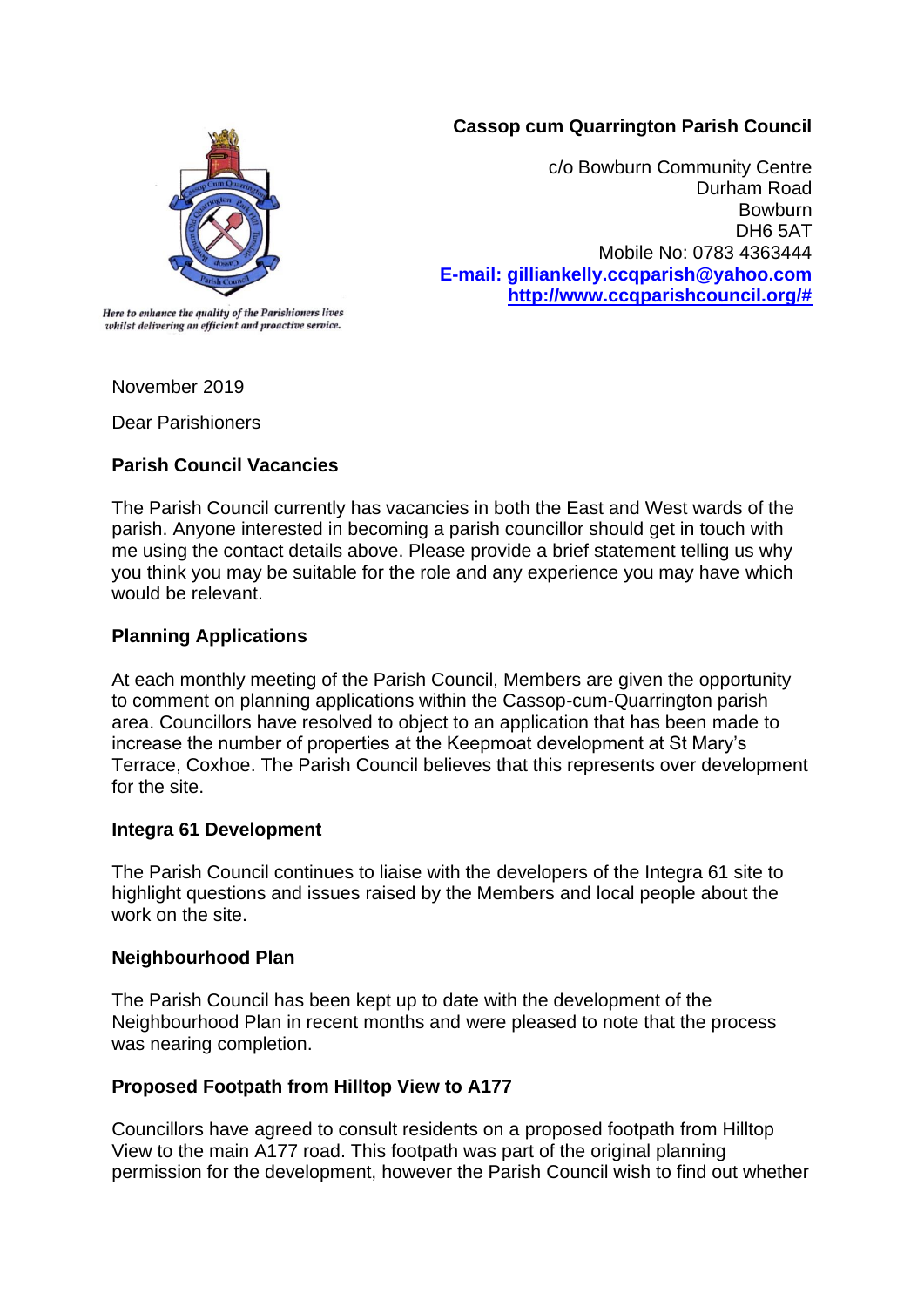*Here to enhance the quality of the Parishioners lives whilst delivering an efficient and proactive service.*

**Cassop cum Quarrington Parish Council**

c/o Bowburn Community Centre
Durham Road
Bowburn
DH6 5AT
Mobile No: 0783 4363444
**E-mail: gilliankelly.ccqparish@yahoo.com**
**http://www.ccqparishcouncil.org/#**

November 2019

Dear Parishioners

**Parish Council Vacancies**

The Parish Council currently has vacancies in both the East and West wards of the parish. Anyone interested in becoming a parish councillor should get in touch with me using the contact details above. Please provide a brief statement telling us why you think you may be suitable for the role and any experience you may have which would be relevant.

**Planning Applications**

At each monthly meeting of the Parish Council, Members are given the opportunity to comment on planning applications within the Cassop-cum-Quarrington parish area. Councillors have resolved to object to an application that has been made to increase the number of properties at the Keepmoat development at St Mary's Terrace, Coxhoe. The Parish Council believes that this represents over development for the site.

**Integra 61 Development**

The Parish Council continues to liaise with the developers of the Integra 61 site to highlight questions and issues raised by the Members and local people about the work on the site.

**Neighbourhood Plan**

The Parish Council has been kept up to date with the development of the Neighbourhood Plan in recent months and were pleased to note that the process was nearing completion.

**Proposed Footpath from Hilltop View to A177**

Councillors have agreed to consult residents on a proposed footpath from Hilltop View to the main A177 road. This footpath was part of the original planning permission for the development, however the Parish Council wish to find out whether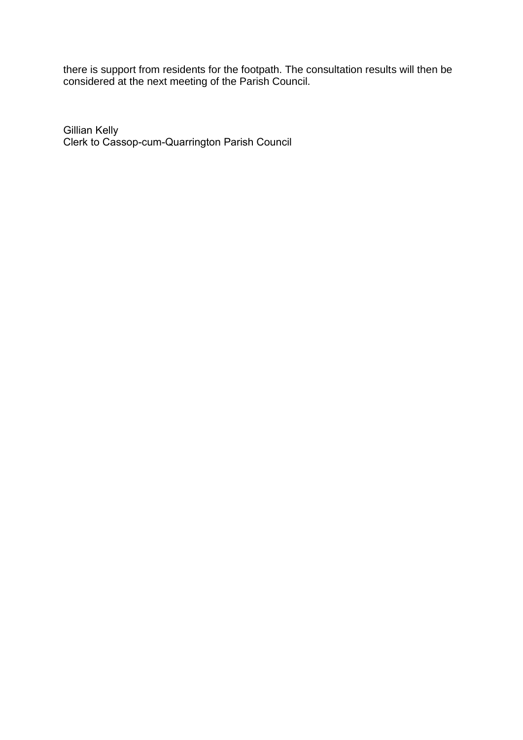there is support from residents for the footpath. The consultation results will then be considered at the next meeting of the Parish Council.

Gillian Kelly
Clerk to Cassop-cum-Quarrington Parish Council